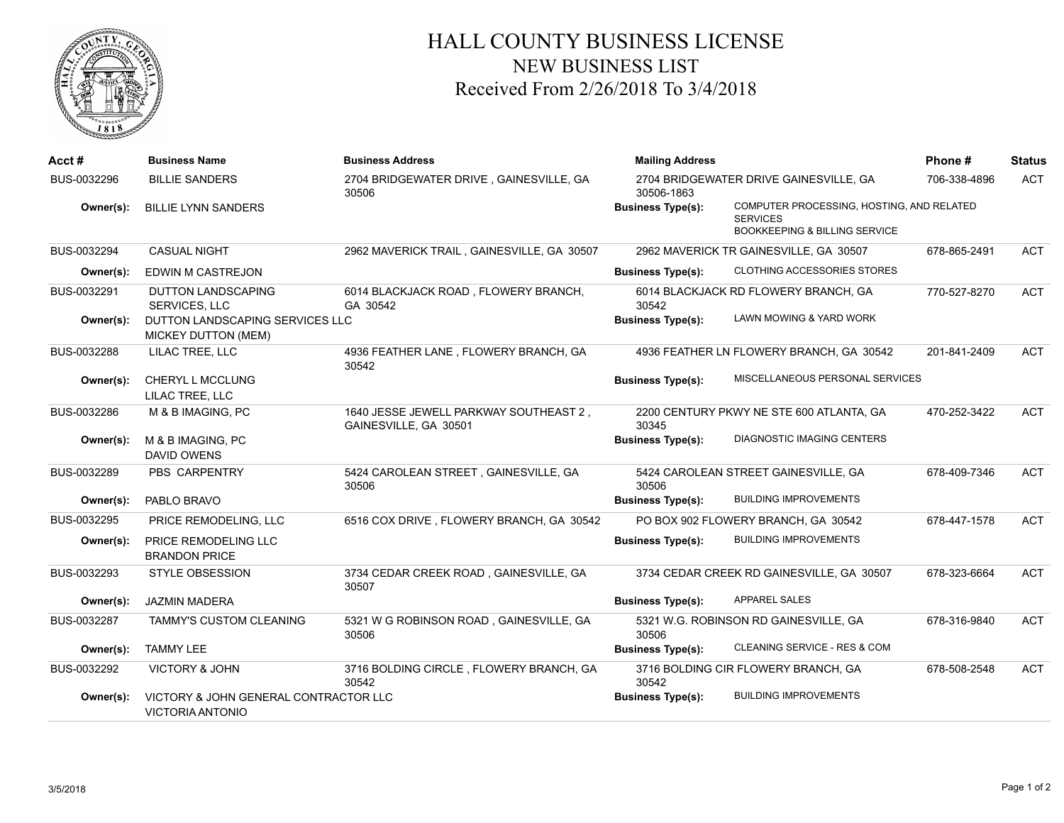# HALL COUNTY BUSINESS LICENSE

## NEW BUSINESS LIST

### Received From 2/26/2018 To 3/4/2018

| Acct # | Business Name | Business Address | Mailing Address | Phone # | Status |
|---|---|---|---|---|---|
| BUS-0032296 | BILLIE SANDERS | 2704 BRIDGEWATER DRIVE , GAINESVILLE, GA 30506 | 2704 BRIDGEWATER DRIVE GAINESVILLE, GA 30506-1863 | 706-338-4896 | ACT |
| Owner(s): | BILLIE LYNN SANDERS | | Business Type(s): COMPUTER PROCESSING, HOSTING, AND RELATED SERVICES; BOOKKEEPING & BILLING SERVICE | | |
| BUS-0032294 | CASUAL NIGHT | 2962 MAVERICK TRAIL , GAINESVILLE, GA 30507 | 2962 MAVERICK TR GAINESVILLE, GA 30507 | 678-865-2491 | ACT |
| Owner(s): | EDWIN M CASTREJON | | Business Type(s): CLOTHING ACCESSORIES STORES | | |
| BUS-0032291 | DUTTON LANDSCAPING SERVICES, LLC | 6014 BLACKJACK ROAD , FLOWERY BRANCH, GA 30542 | 6014 BLACKJACK RD FLOWERY BRANCH, GA 30542 | 770-527-8270 | ACT |
| Owner(s): | DUTTON LANDSCAPING SERVICES LLC; MICKEY DUTTON (MEM) | | Business Type(s): LAWN MOWING & YARD WORK | | |
| BUS-0032288 | LILAC TREE, LLC | 4936 FEATHER LANE , FLOWERY BRANCH, GA 30542 | 4936 FEATHER LN FLOWERY BRANCH, GA 30542 | 201-841-2409 | ACT |
| Owner(s): | CHERYL L MCCLUNG; LILAC TREE, LLC | | Business Type(s): MISCELLANEOUS PERSONAL SERVICES | | |
| BUS-0032286 | M & B IMAGING, PC | 1640 JESSE JEWELL PARKWAY SOUTHEAST 2 , GAINESVILLE, GA 30501 | 2200 CENTURY PKWY NE STE 600 ATLANTA, GA 30345 | 470-252-3422 | ACT |
| Owner(s): | M & B IMAGING, PC; DAVID OWENS | | Business Type(s): DIAGNOSTIC IMAGING CENTERS | | |
| BUS-0032289 | PBS CARPENTRY | 5424 CAROLEAN STREET , GAINESVILLE, GA 30506 | 5424 CAROLEAN STREET GAINESVILLE, GA 30506 | 678-409-7346 | ACT |
| Owner(s): | PABLO BRAVO | | Business Type(s): BUILDING IMPROVEMENTS | | |
| BUS-0032295 | PRICE REMODELING, LLC | 6516 COX DRIVE , FLOWERY BRANCH, GA 30542 | PO BOX 902 FLOWERY BRANCH, GA 30542 | 678-447-1578 | ACT |
| Owner(s): | PRICE REMODELING LLC; BRANDON PRICE | | Business Type(s): BUILDING IMPROVEMENTS | | |
| BUS-0032293 | STYLE OBSESSION | 3734 CEDAR CREEK ROAD , GAINESVILLE, GA 30507 | 3734 CEDAR CREEK RD GAINESVILLE, GA 30507 | 678-323-6664 | ACT |
| Owner(s): | JAZMIN MADERA | | Business Type(s): APPAREL SALES | | |
| BUS-0032287 | TAMMY'S CUSTOM CLEANING | 5321 W G ROBINSON ROAD , GAINESVILLE, GA 30506 | 5321 W.G. ROBINSON RD GAINESVILLE, GA 30506 | 678-316-9840 | ACT |
| Owner(s): | TAMMY LEE | | Business Type(s): CLEANING SERVICE - RES & COM | | |
| BUS-0032292 | VICTORY & JOHN | 3716 BOLDING CIRCLE , FLOWERY BRANCH, GA 30542 | 3716 BOLDING CIR FLOWERY BRANCH, GA 30542 | 678-508-2548 | ACT |
| Owner(s): | VICTORY & JOHN GENERAL CONTRACTOR LLC; VICTORIA ANTONIO | | Business Type(s): BUILDING IMPROVEMENTS | | |

3/5/2018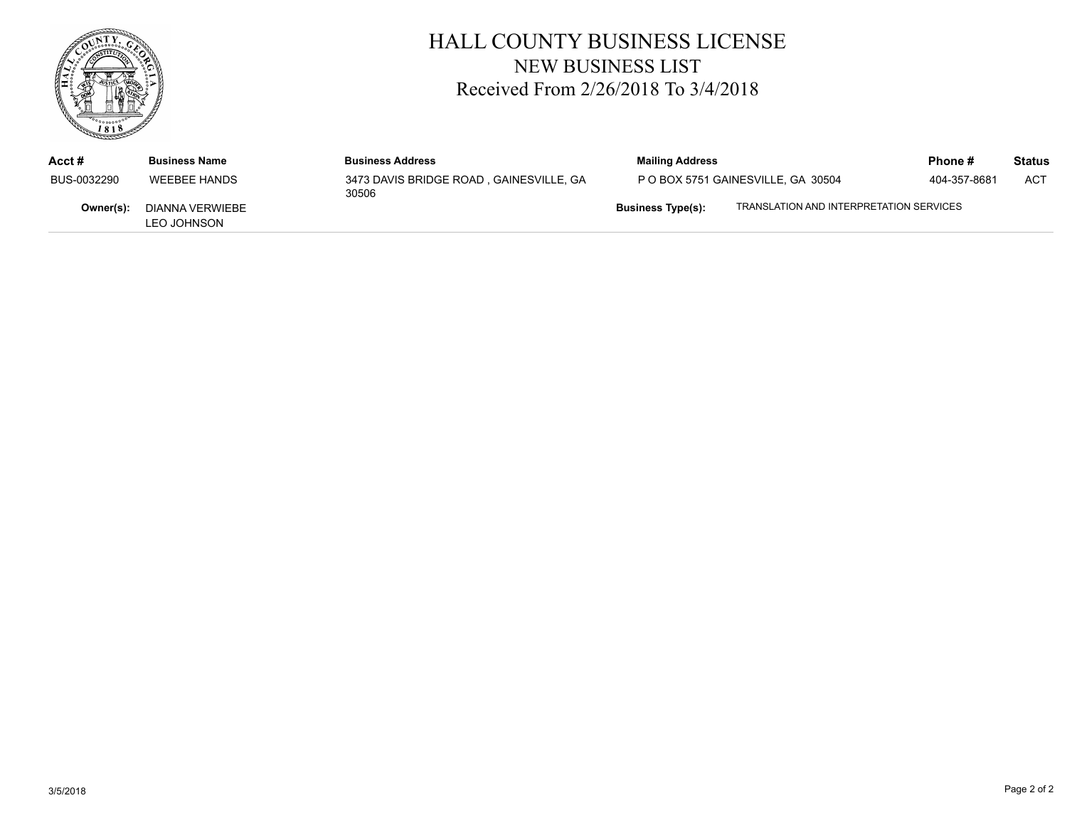# HALL COUNTY BUSINESS LICENSE

## NEW BUSINESS LIST

## Received From 2/26/2018 To 3/4/2018

| Acct # | Business Name | Business Address | Mailing Address | Phone # | Status |
|---|---|---|---|---|---|
| BUS-0032290 | WEEBEE HANDS | 3473 DAVIS BRIDGE ROAD , GAINESVILLE, GA 30506 | P O BOX 5751 GAINESVILLE, GA 30504 | 404-357-8681 | ACT |
| **Owner(s):** | DIANNA VERWIEBE<br>LEO JOHNSON | | **Business Type(s):** TRANSLATION AND INTERPRETATION SERVICES | | |

3/5/2018